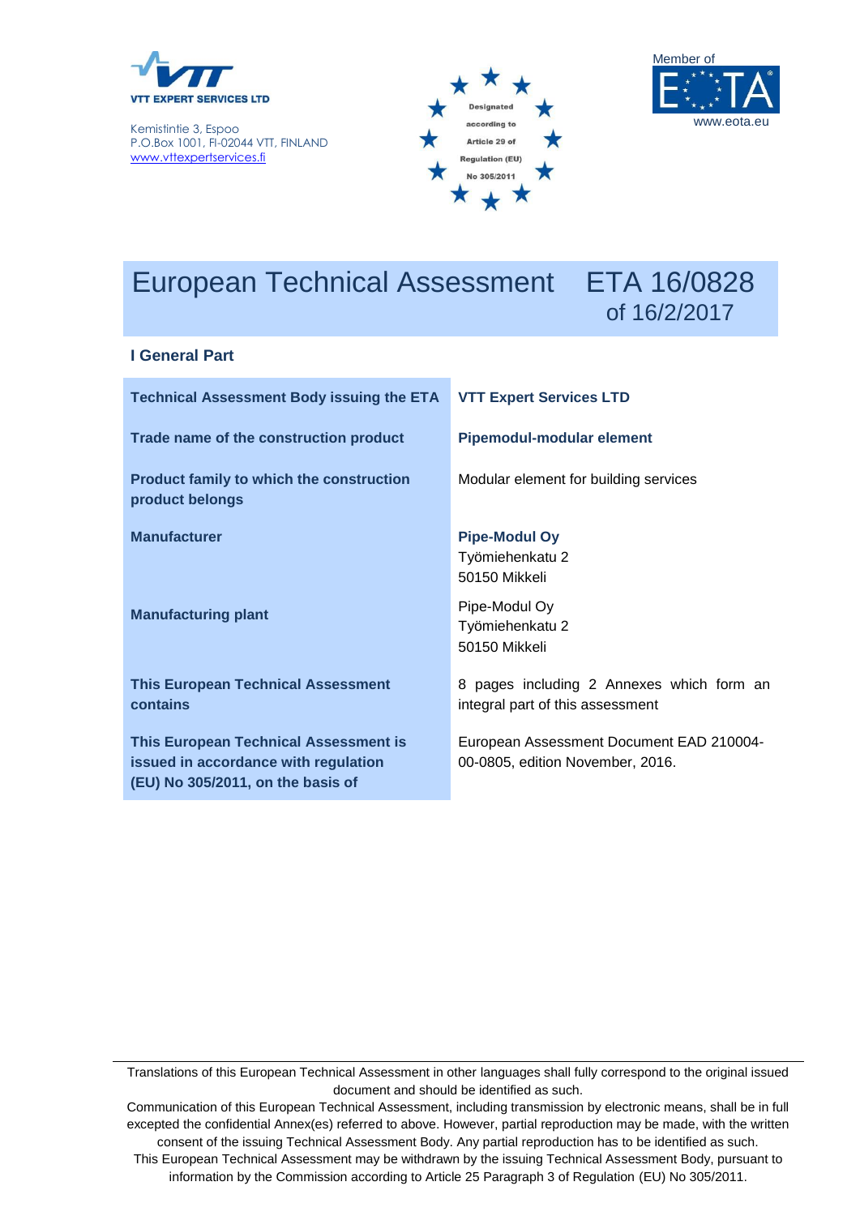VTT EXPERT SERVICES LTD

Kemistintie 3, Espoo
P.O.Box 1001, FI-02044 VTT, FINLAND
www.vttexpertservices.fi

Designated according to Article 29 of Regulation (EU) No 305/2011

Member of EOTA
www.eota.eu

# European Technical Assessment ETA 16/0828 of 16/2/2017

## I General Part

| | |
|---|---|
| **Technical Assessment Body issuing the ETA** | **VTT Expert Services LTD** |
| **Trade name of the construction product** | **Pipemodul-modular element** |
| **Product family to which the construction product belongs** | Modular element for building services |
| **Manufacturer** | **Pipe-Modul Oy**<br>Työmiehenkatu 2<br>50150 Mikkeli |
| **Manufacturing plant** | Pipe-Modul Oy<br>Työmiehenkatu 2<br>50150 Mikkeli |
| **This European Technical Assessment contains** | 8 pages including 2 Annexes which form an integral part of this assessment |
| **This European Technical Assessment is issued in accordance with regulation (EU) No 305/2011, on the basis of** | European Assessment Document EAD 210004-00-0805, edition November, 2016. |

Translations of this European Technical Assessment in other languages shall fully correspond to the original issued document and should be identified as such.
Communication of this European Technical Assessment, including transmission by electronic means, shall be in full excepted the confidential Annex(es) referred to above. However, partial reproduction may be made, with the written consent of the issuing Technical Assessment Body. Any partial reproduction has to be identified as such.
This European Technical Assessment may be withdrawn by the issuing Technical Assessment Body, pursuant to information by the Commission according to Article 25 Paragraph 3 of Regulation (EU) No 305/2011.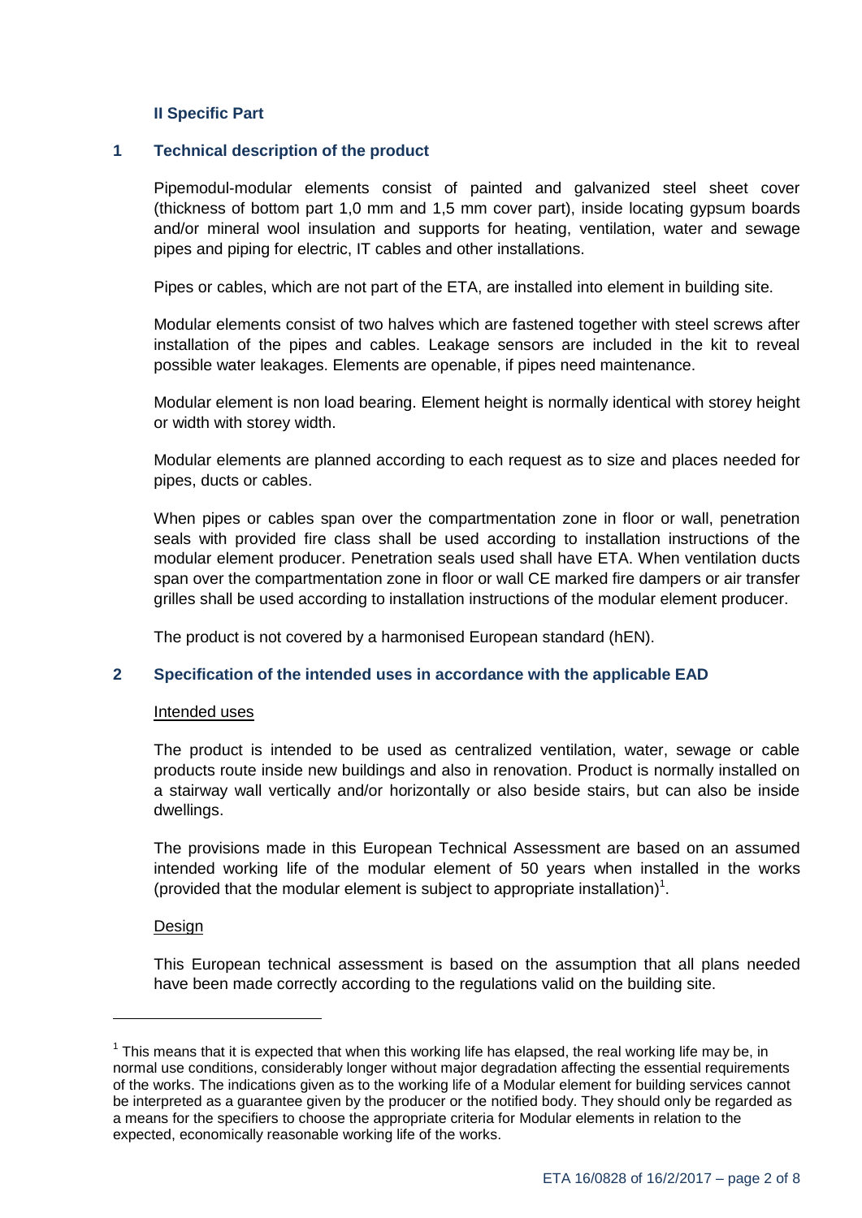## II Specific Part

### 1 Technical description of the product

Pipemodul-modular elements consist of painted and galvanized steel sheet cover (thickness of bottom part 1,0 mm and 1,5 mm cover part), inside locating gypsum boards and/or mineral wool insulation and supports for heating, ventilation, water and sewage pipes and piping for electric, IT cables and other installations.

Pipes or cables, which are not part of the ETA, are installed into element in building site.

Modular elements consist of two halves which are fastened together with steel screws after installation of the pipes and cables. Leakage sensors are included in the kit to reveal possible water leakages. Elements are openable, if pipes need maintenance.

Modular element is non load bearing. Element height is normally identical with storey height or width with storey width.

Modular elements are planned according to each request as to size and places needed for pipes, ducts or cables.

When pipes or cables span over the compartmentation zone in floor or wall, penetration seals with provided fire class shall be used according to installation instructions of the modular element producer. Penetration seals used shall have ETA. When ventilation ducts span over the compartmentation zone in floor or wall CE marked fire dampers or air transfer grilles shall be used according to installation instructions of the modular element producer.

The product is not covered by a harmonised European standard (hEN).

### 2 Specification of the intended uses in accordance with the applicable EAD

Intended uses

The product is intended to be used as centralized ventilation, water, sewage or cable products route inside new buildings and also in renovation. Product is normally installed on a stairway wall vertically and/or horizontally or also beside stairs, but can also be inside dwellings.

The provisions made in this European Technical Assessment are based on an assumed intended working life of the modular element of 50 years when installed in the works (provided that the modular element is subject to appropriate installation)[1].

Design

This European technical assessment is based on the assumption that all plans needed have been made correctly according to the regulations valid on the building site.

---

[1] This means that it is expected that when this working life has elapsed, the real working life may be, in normal use conditions, considerably longer without major degradation affecting the essential requirements of the works. The indications given as to the working life of a Modular element for building services cannot be interpreted as a guarantee given by the producer or the notified body. They should only be regarded as a means for the specifiers to choose the appropriate criteria for Modular elements in relation to the expected, economically reasonable working life of the works.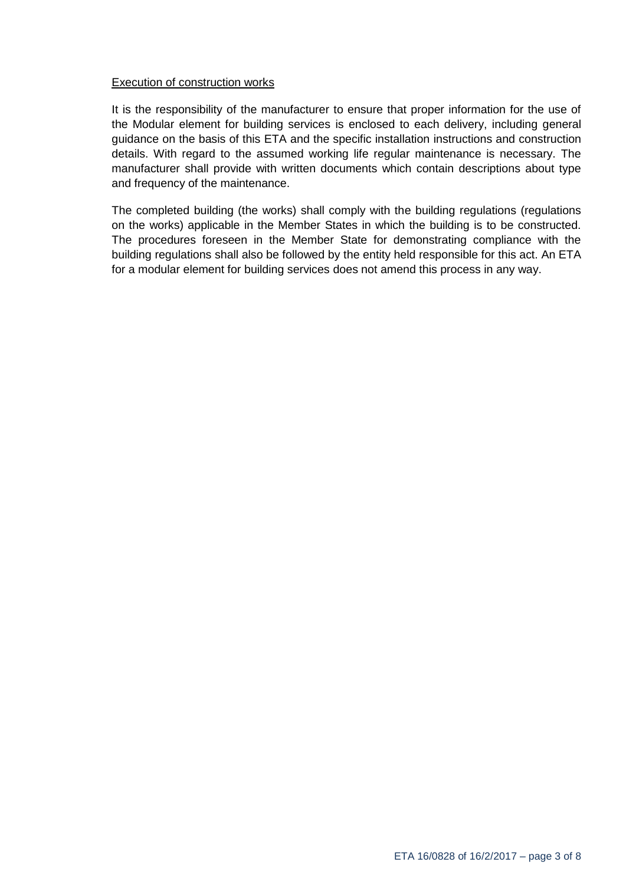Execution of construction works

It is the responsibility of the manufacturer to ensure that proper information for the use of the Modular element for building services is enclosed to each delivery, including general guidance on the basis of this ETA and the specific installation instructions and construction details. With regard to the assumed working life regular maintenance is necessary. The manufacturer shall provide with written documents which contain descriptions about type and frequency of the maintenance.

The completed building (the works) shall comply with the building regulations (regulations on the works) applicable in the Member States in which the building is to be constructed. The procedures foreseen in the Member State for demonstrating compliance with the building regulations shall also be followed by the entity held responsible for this act. An ETA for a modular element for building services does not amend this process in any way.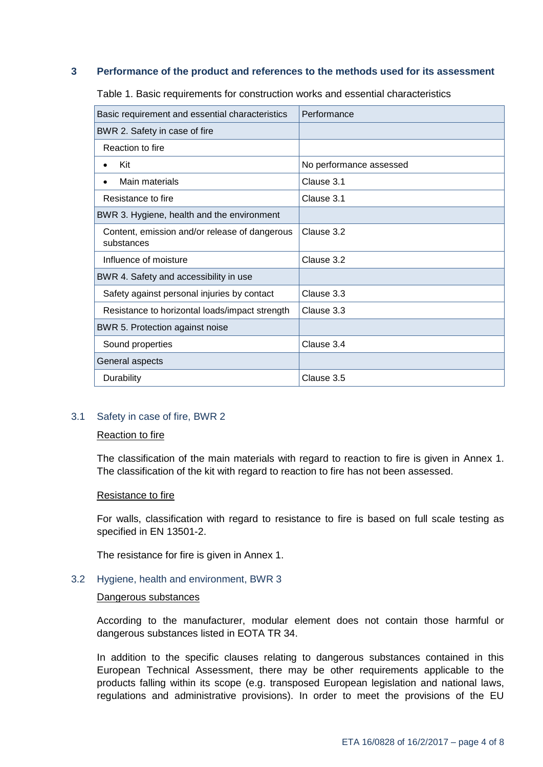## 3 Performance of the product and references to the methods used for its assessment

Table 1. Basic requirements for construction works and essential characteristics

| Basic requirement and essential characteristics | Performance |
|---|---|
| BWR 2. Safety in case of fire | |
| Reaction to fire | |
| • Kit | No performance assessed |
| • Main materials | Clause 3.1 |
| Resistance to fire | Clause 3.1 |
| BWR 3. Hygiene, health and the environment | |
| Content, emission and/or release of dangerous substances | Clause 3.2 |
| Influence of moisture | Clause 3.2 |
| BWR 4. Safety and accessibility in use | |
| Safety against personal injuries by contact | Clause 3.3 |
| Resistance to horizontal loads/impact strength | Clause 3.3 |
| BWR 5. Protection against noise | |
| Sound properties | Clause 3.4 |
| General aspects | |
| Durability | Clause 3.5 |

### 3.1 Safety in case of fire, BWR 2

Reaction to fire

The classification of the main materials with regard to reaction to fire is given in Annex 1. The classification of the kit with regard to reaction to fire has not been assessed.

Resistance to fire

For walls, classification with regard to resistance to fire is based on full scale testing as specified in EN 13501-2.

The resistance for fire is given in Annex 1.

### 3.2 Hygiene, health and environment, BWR 3

Dangerous substances

According to the manufacturer, modular element does not contain those harmful or dangerous substances listed in EOTA TR 34.

In addition to the specific clauses relating to dangerous substances contained in this European Technical Assessment, there may be other requirements applicable to the products falling within its scope (e.g. transposed European legislation and national laws, regulations and administrative provisions). In order to meet the provisions of the EU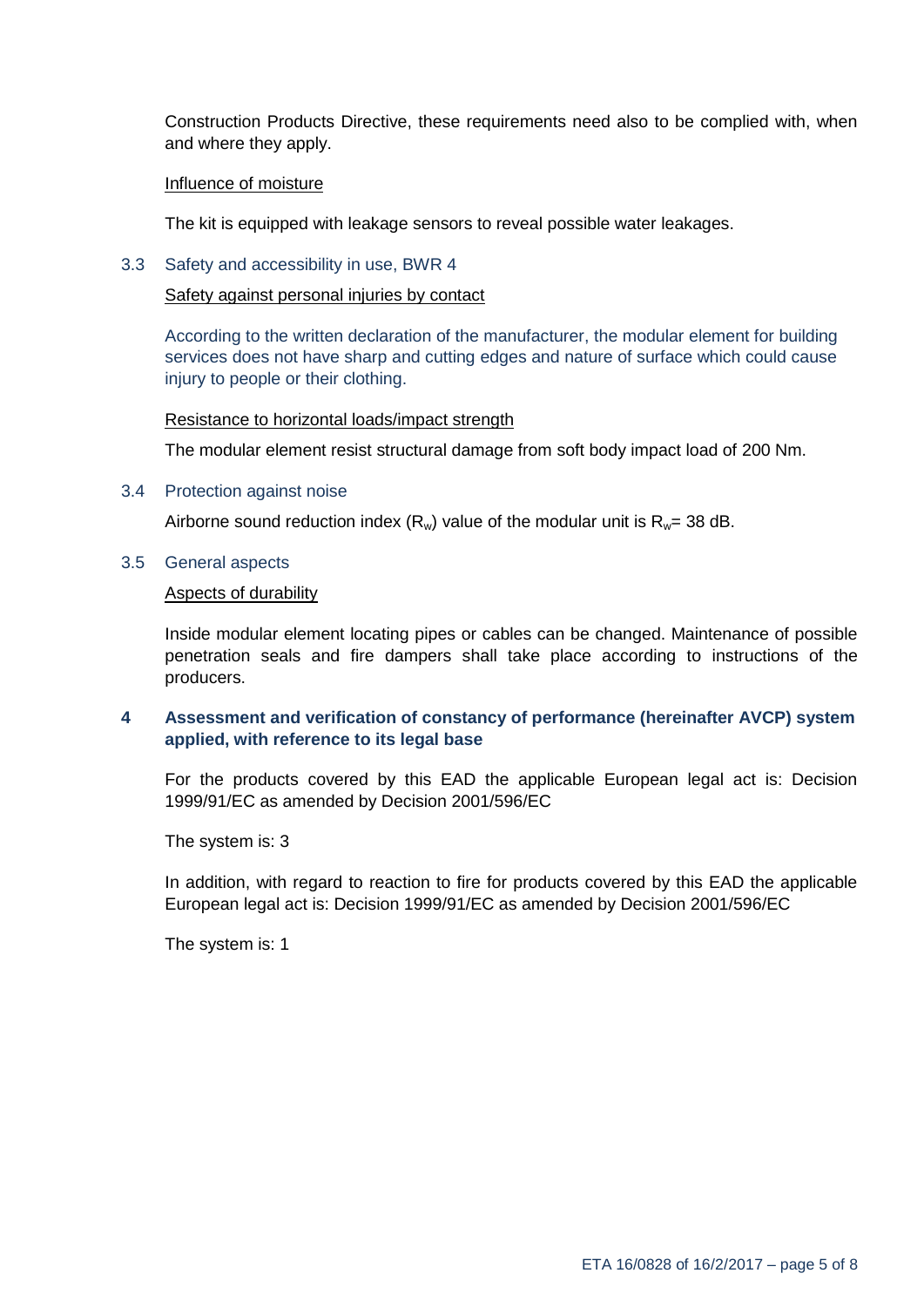Construction Products Directive, these requirements need also to be complied with, when and where they apply.

Influence of moisture

The kit is equipped with leakage sensors to reveal possible water leakages.

### 3.3 Safety and accessibility in use, BWR 4

Safety against personal injuries by contact

According to the written declaration of the manufacturer, the modular element for building services does not have sharp and cutting edges and nature of surface which could cause injury to people or their clothing.

Resistance to horizontal loads/impact strength

The modular element resist structural damage from soft body impact load of 200 Nm.

### 3.4 Protection against noise

Airborne sound reduction index ($R_w$) value of the modular unit is $R_w$= 38 dB.

### 3.5 General aspects

Aspects of durability

Inside modular element locating pipes or cables can be changed. Maintenance of possible penetration seals and fire dampers shall take place according to instructions of the producers.

## 4 Assessment and verification of constancy of performance (hereinafter AVCP) system applied, with reference to its legal base

For the products covered by this EAD the applicable European legal act is: Decision 1999/91/EC as amended by Decision 2001/596/EC

The system is: 3

In addition, with regard to reaction to fire for products covered by this EAD the applicable European legal act is: Decision 1999/91/EC as amended by Decision 2001/596/EC

The system is: 1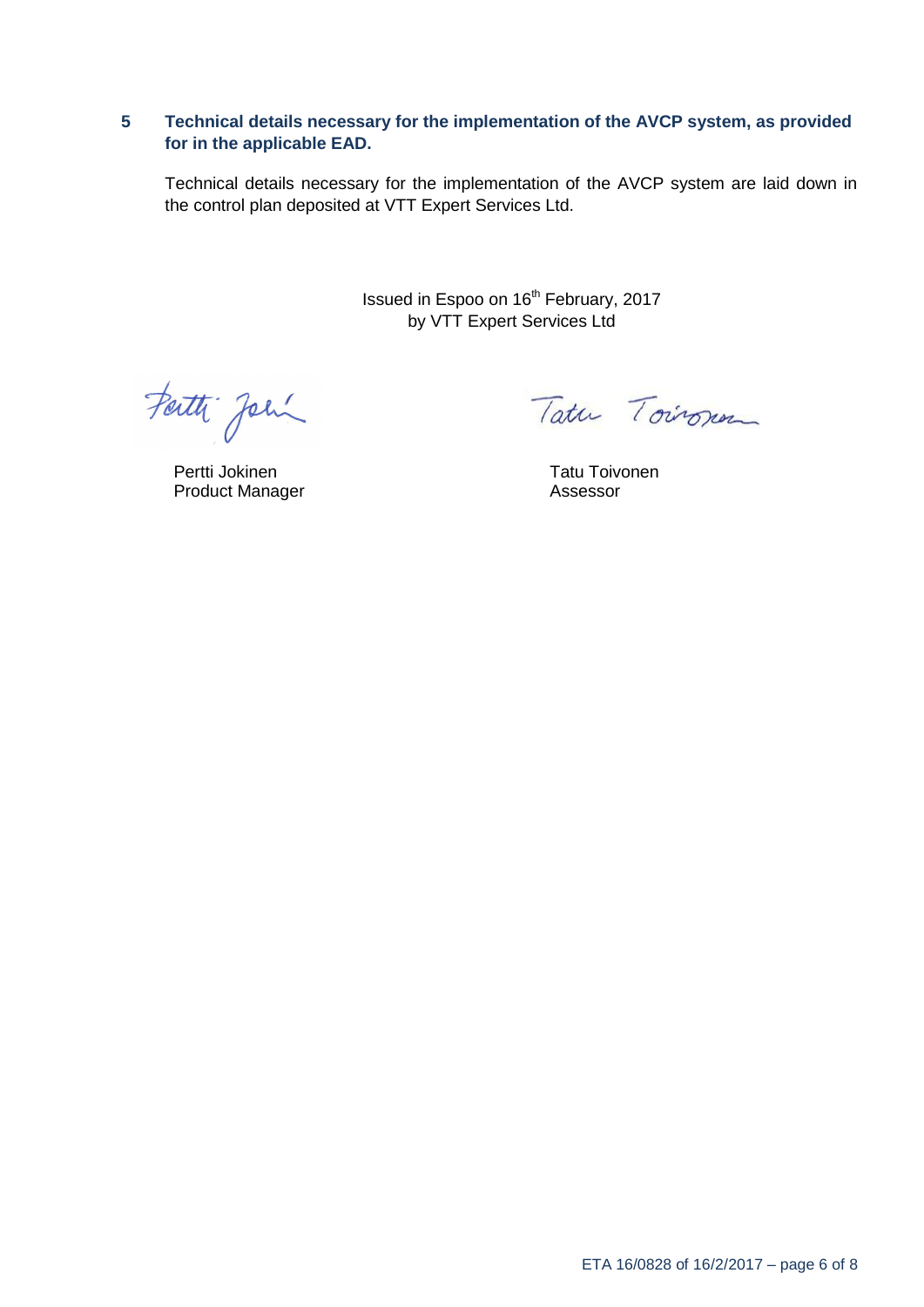## 5 Technical details necessary for the implementation of the AVCP system, as provided for in the applicable EAD.

Technical details necessary for the implementation of the AVCP system are laid down in the control plan deposited at VTT Expert Services Ltd.

Issued in Espoo on 16th February, 2017
by VTT Expert Services Ltd

Pertti Jokinen
Product Manager

Tatu Toivonen
Assessor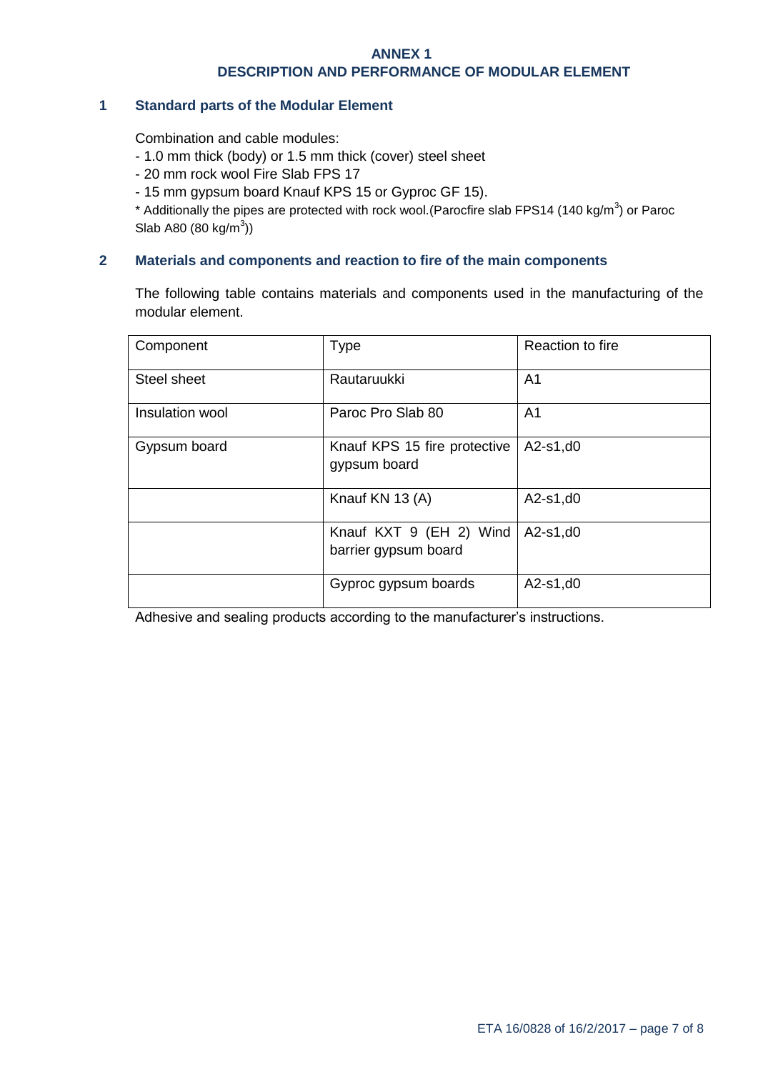# ANNEX 1
# DESCRIPTION AND PERFORMANCE OF MODULAR ELEMENT

## 1 Standard parts of the Modular Element

Combination and cable modules:

- 1.0 mm thick (body) or 1.5 mm thick (cover) steel sheet
- 20 mm rock wool Fire Slab FPS 17
- 15 mm gypsum board Knauf KPS 15 or Gyproc GF 15).

* Additionally the pipes are protected with rock wool.(Parocfire slab FPS14 (140 kg/$m^3$) or Paroc Slab A80 (80 kg/$m^3$))

## 2 Materials and components and reaction to fire of the main components

The following table contains materials and components used in the manufacturing of the modular element.

| Component | Type | Reaction to fire |
|---|---|---|
| Steel sheet | Rautaruukki | A1 |
| Insulation wool | Paroc Pro Slab 80 | A1 |
| Gypsum board | Knauf KPS 15 fire protective gypsum board | A2-s1,d0 |
| | Knauf KN 13 (A) | A2-s1,d0 |
| | Knauf KXT 9 (EH 2) Wind barrier gypsum board | A2-s1,d0 |
| | Gyproc gypsum boards | A2-s1,d0 |

Adhesive and sealing products according to the manufacturer's instructions.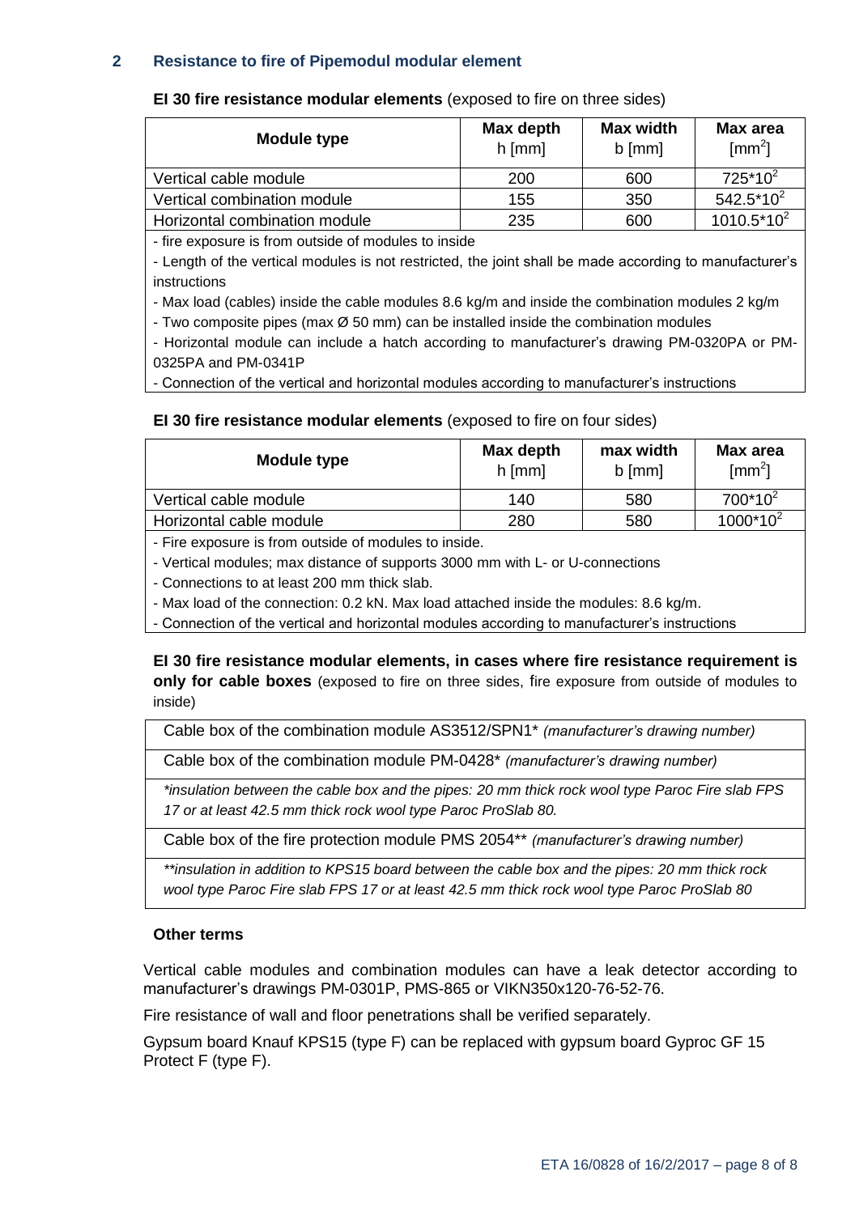## 2 Resistance to fire of Pipemodul modular element

**EI 30 fire resistance modular elements** (exposed to fire on three sides)

| Module type | Max depth h [mm] | Max width b [mm] | Max area [$mm^2$] |
|---|---|---|---|
| Vertical cable module | 200 | 600 | $725*10^2$ |
| Vertical combination module | 155 | 350 | $542.5*10^2$ |
| Horizontal combination module | 235 | 600 | $1010.5*10^2$ |

- fire exposure is from outside of modules to inside
- Length of the vertical modules is not restricted, the joint shall be made according to manufacturer's instructions
- Max load (cables) inside the cable modules 8.6 kg/m and inside the combination modules 2 kg/m
- Two composite pipes (max Ø 50 mm) can be installed inside the combination modules
- Horizontal module can include a hatch according to manufacturer's drawing PM-0320PA or PM-0325PA and PM-0341P
- Connection of the vertical and horizontal modules according to manufacturer's instructions

**EI 30 fire resistance modular elements** (exposed to fire on four sides)

| Module type | Max depth h [mm] | max width b [mm] | Max area [$mm^2$] |
|---|---|---|---|
| Vertical cable module | 140 | 580 | $700*10^2$ |
| Horizontal cable module | 280 | 580 | $1000*10^2$ |

- Fire exposure is from outside of modules to inside.
- Vertical modules; max distance of supports 3000 mm with L- or U-connections
- Connections to at least 200 mm thick slab.
- Max load of the connection: 0.2 kN. Max load attached inside the modules: 8.6 kg/m.
- Connection of the vertical and horizontal modules according to manufacturer's instructions

**EI 30 fire resistance modular elements, in cases where fire resistance requirement is only for cable boxes** (exposed to fire on three sides, fire exposure from outside of modules to inside)

Cable box of the combination module AS3512/SPN1* *(manufacturer's drawing number)*

Cable box of the combination module PM-0428* *(manufacturer's drawing number)*

**insulation between the cable box and the pipes: 20 mm thick rock wool type Paroc Fire slab FPS 17 or at least 42.5 mm thick rock wool type Paroc ProSlab 80.*

Cable box of the fire protection module PMS 2054** *(manufacturer's drawing number)*

***insulation in addition to KPS15 board between the cable box and the pipes: 20 mm thick rock wool type Paroc Fire slab FPS 17 or at least 42.5 mm thick rock wool type Paroc ProSlab 80*

**Other terms**

Vertical cable modules and combination modules can have a leak detector according to manufacturer's drawings PM-0301P, PMS-865 or VIKN350x120-76-52-76.

Fire resistance of wall and floor penetrations shall be verified separately.

Gypsum board Knauf KPS15 (type F) can be replaced with gypsum board Gyproc GF 15 Protect F (type F).